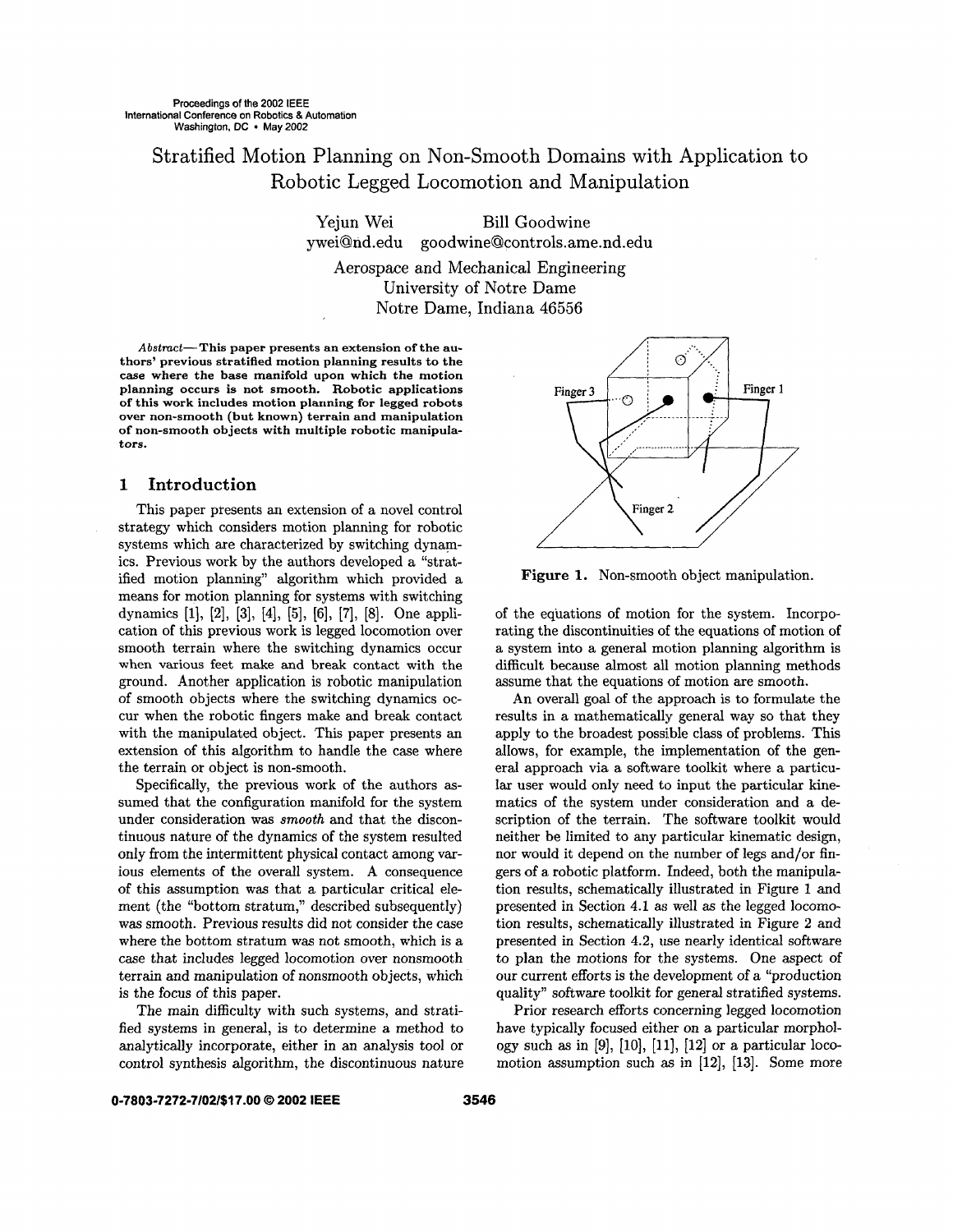Proceedings of the 2002 IEEE
International Conference on Robotics & Automation
Washington, DC • May 2002

# Stratified Motion Planning on Non-Smooth Domains with Application to Robotic Legged Locomotion and Manipulation

Yejun Wei ywei@nd.edu
Bill Goodwine goodwine@controls.ame.nd.edu

Aerospace and Mechanical Engineering
University of Notre Dame
Notre Dame, Indiana 46556

***Abstract*— This paper presents an extension of the authors' previous stratified motion planning results to the case where the base manifold upon which the motion planning occurs is not smooth. Robotic applications of this work includes motion planning for legged robots over non-smooth (but known) terrain and manipulation of non-smooth objects with multiple robotic manipulators.**

## 1 Introduction

This paper presents an extension of a novel control strategy which considers motion planning for robotic systems which are characterized by switching dynamics. Previous work by the authors developed a "stratified motion planning" algorithm which provided a means for motion planning for systems with switching dynamics [1], [2], [3], [4], [5], [6], [7], [8]. One application of this previous work is legged locomotion over smooth terrain where the switching dynamics occur when various feet make and break contact with the ground. Another application is robotic manipulation of smooth objects where the switching dynamics occur when the robotic fingers make and break contact with the manipulated object. This paper presents an extension of this algorithm to handle the case where the terrain or object is non-smooth.

Specifically, the previous work of the authors assumed that the configuration manifold for the system under consideration was *smooth* and that the discontinuous nature of the dynamics of the system resulted only from the intermittent physical contact among various elements of the overall system. A consequence of this assumption was that a particular critical element (the "bottom stratum," described subsequently) was smooth. Previous results did not consider the case where the bottom stratum was not smooth, which is a case that includes legged locomotion over nonsmooth terrain and manipulation of nonsmooth objects, which is the focus of this paper.

The main difficulty with such systems, and stratified systems in general, is to determine a method to analytically incorporate, either in an analysis tool or control synthesis algorithm, the discontinuous nature of the equations of motion for the system. Incorporating the discontinuities of the equations of motion of a system into a general motion planning algorithm is difficult because almost all motion planning methods assume that the equations of motion are smooth.

Finger 3
Finger 1
Finger 2

**Figure 1.** Non-smooth object manipulation.

An overall goal of the approach is to formulate the results in a mathematically general way so that they apply to the broadest possible class of problems. This allows, for example, the implementation of the general approach via a software toolkit where a particular user would only need to input the particular kinematics of the system under consideration and a description of the terrain. The software toolkit would neither be limited to any particular kinematic design, nor would it depend on the number of legs and/or fingers of a robotic platform. Indeed, both the manipulation results, schematically illustrated in Figure 1 and presented in Section 4.1 as well as the legged locomotion results, schematically illustrated in Figure 2 and presented in Section 4.2, use nearly identical software to plan the motions for the systems. One aspect of our current efforts is the development of a "production quality" software toolkit for general stratified systems.

Prior research efforts concerning legged locomotion have typically focused either on a particular morphology such as in [9], [10], [11], [12] or a particular locomotion assumption such as in [12], [13]. Some more

0-7803-7272-7/02/$17.00 © 2002 IEEE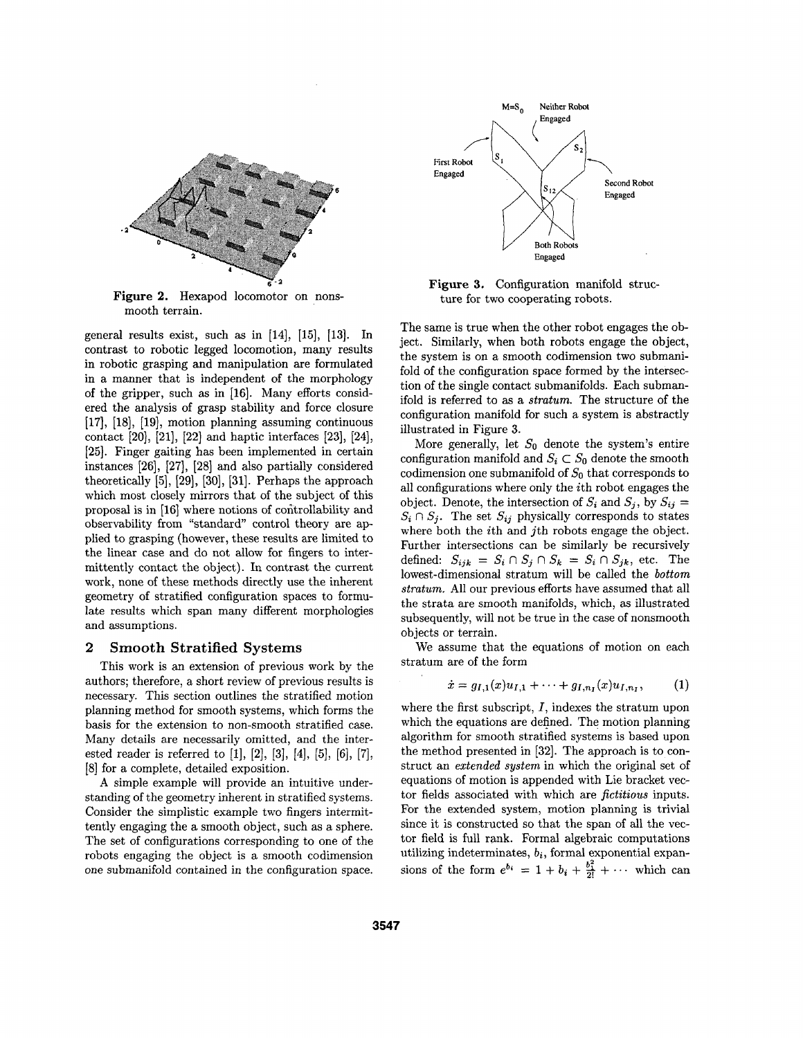Figure 2. Hexapod locomotor on nonsmooth terrain.

general results exist, such as in [14], [15], [13]. In contrast to robotic legged locomotion, many results in robotic grasping and manipulation are formulated in a manner that is independent of the morphology of the gripper, such as in [16]. Many efforts considered the analysis of grasp stability and force closure [17], [18], [19], motion planning assuming continuous contact [20], [21], [22] and haptic interfaces [23], [24], [25]. Finger gaiting has been implemented in certain instances [26], [27], [28] and also partially considered theoretically [5], [29], [30], [31]. Perhaps the approach which most closely mirrors that of the subject of this proposal is in [16] where notions of controllability and observability from "standard" control theory are applied to grasping (however, these results are limited to the linear case and do not allow for fingers to intermittently contact the object). In contrast the current work, none of these methods directly use the inherent geometry of stratified configuration spaces to formulate results which span many different morphologies and assumptions.

## 2 Smooth Stratified Systems

This work is an extension of previous work by the authors; therefore, a short review of previous results is necessary. This section outlines the stratified motion planning method for smooth systems, which forms the basis for the extension to non-smooth stratified case. Many details are necessarily omitted, and the interested reader is referred to [1], [2], [3], [4], [5], [6], [7], [8] for a complete, detailed exposition.

A simple example will provide an intuitive understanding of the geometry inherent in stratified systems. Consider the simplistic example two fingers intermittently engaging the a smooth object, such as a sphere. The set of configurations corresponding to one of the robots engaging the object is a smooth codimension one submanifold contained in the configuration space.

Figure 3. Configuration manifold structure for two cooperating robots.

The same is true when the other robot engages the object. Similarly, when both robots engage the object, the system is on a smooth codimension two submanifold of the configuration space formed by the intersection of the single contact submanifolds. Each submanifold is referred to as a *stratum*. The structure of the configuration manifold for such a system is abstractly illustrated in Figure 3.

More generally, let $S_0$ denote the system's entire configuration manifold and $S_i \subset S_0$ denote the smooth codimension one submanifold of $S_0$ that corresponds to all configurations where only the $i$th robot engages the object. Denote, the intersection of $S_i$ and $S_j$, by $S_{ij} = S_i \cap S_j$. The set $S_{ij}$ physically corresponds to states where both the $i$th and $j$th robots engage the object. Further intersections can be similarly be recursively defined: $S_{ijk} = S_i \cap S_j \cap S_k = S_i \cap S_{jk}$, etc. The lowest-dimensional stratum will be called the *bottom stratum.* All our previous efforts have assumed that all the strata are smooth manifolds, which, as illustrated subsequently, will not be true in the case of nonsmooth objects or terrain.

We assume that the equations of motion on each stratum are of the form

$$\dot{x} = g_{I,1}(x)u_{I,1} + \cdots + g_{I,n_I}(x)u_{I,n_I}, \qquad (1)$$

where the first subscript, $I$, indexes the stratum upon which the equations are defined. The motion planning algorithm for smooth stratified systems is based upon the method presented in [32]. The approach is to construct an *extended system* in which the original set of equations of motion is appended with Lie bracket vector fields associated with which are *fictitious* inputs. For the extended system, motion planning is trivial since it is constructed so that the span of all the vector field is full rank. Formal algebraic computations utilizing indeterminates, $b_i$, formal exponential expansions of the form $e^{b_i} = 1 + b_i + \frac{b_i^2}{2!} + \cdots$ which can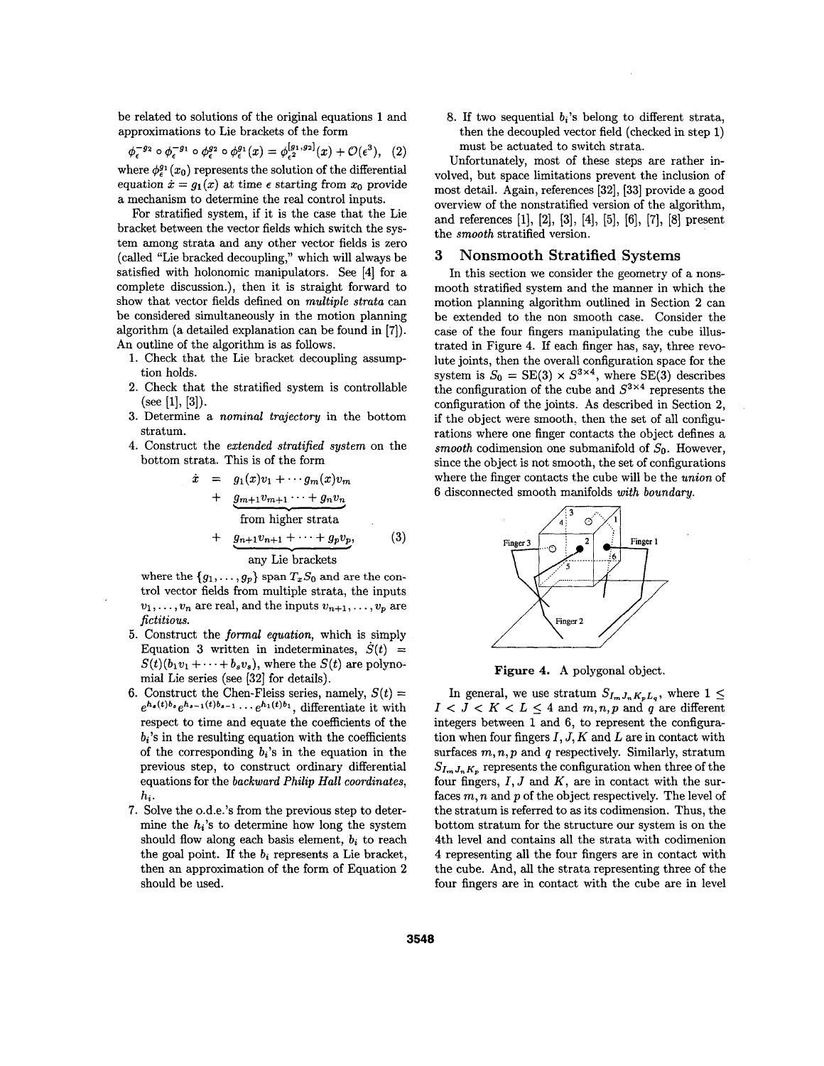be related to solutions of the original equations 1 and approximations to Lie brackets of the form

$$\phi_\epsilon^{-g_2} \circ \phi_\epsilon^{-g_1} \circ \phi_\epsilon^{g_2} \circ \phi_\epsilon^{g_1}(x) = \phi_{\epsilon^2}^{[g_1,g_2]}(x) + \mathcal{O}(\epsilon^3), \quad (2)$$

where $\phi_\epsilon^{g_1}(x_0)$ represents the solution of the differential equation $\dot{x} = g_1(x)$ at time $\epsilon$ starting from $x_0$ provide a mechanism to determine the real control inputs.

For stratified system, if it is the case that the Lie bracket between the vector fields which switch the system among strata and any other vector fields is zero (called "Lie bracked decoupling," which will always be satisfied with holonomic manipulators. See [4] for a complete discussion.), then it is straight forward to show that vector fields defined on *multiple strata* can be considered simultaneously in the motion planning algorithm (a detailed explanation can be found in [7]). An outline of the algorithm is as follows.

1. Check that the Lie bracket decoupling assumption holds.
2. Check that the stratified system is controllable (see [1], [3]).
3. Determine a *nominal trajectory* in the bottom stratum.
4. Construct the *extended stratified system* on the bottom strata. This is of the form

$$\begin{aligned} \dot{x} &= g_1(x)v_1 + \cdots g_m(x)v_m \\ &+ \underbrace{g_{m+1}v_{m+1} \cdots + g_n v_n}_{\text{from higher strata}} \\ &+ \underbrace{g_{n+1}v_{n+1} + \cdots + g_p v_p}_{\text{any Lie brackets}}, \end{aligned} \quad (3)$$

where the $\{g_1, \ldots, g_p\}$ span $T_x S_0$ and are the control vector fields from multiple strata, the inputs $v_1, \ldots, v_n$ are real, and the inputs $v_{n+1}, \ldots, v_p$ are *fictitious*.

5. Construct the *formal equation*, which is simply Equation 3 written in indeterminates, $\dot{S}(t) = S(t)(b_1 v_1 + \cdots + b_s v_s)$, where the $S(t)$ are polynomial Lie series (see [32] for details).
6. Construct the Chen-Fleiss series, namely, $S(t) = e^{h_s(t)b_s} e^{h_{s-1}(t)b_{s-1}} \cdots e^{h_1(t)b_1}$, differentiate it with respect to time and equate the coefficients of the $b_i$'s in the resulting equation with the coefficients of the corresponding $b_i$'s in the equation in the previous step, to construct ordinary differential equations for the *backward Philip Hall coordinates*, $h_i$.
7. Solve the o.d.e.'s from the previous step to determine the $h_i$'s to determine how long the system should flow along each basis element, $b_i$ to reach the goal point. If the $b_i$ represents a Lie bracket, then an approximation of the form of Equation 2 should be used.
8. If two sequential $b_i$'s belong to different strata, then the decoupled vector field (checked in step 1) must be actuated to switch strata.

Unfortunately, most of these steps are rather involved, but space limitations prevent the inclusion of most detail. Again, references [32], [33] provide a good overview of the nonstratified version of the algorithm, and references [1], [2], [3], [4], [5], [6], [7], [8] present the *smooth* stratified version.

# 3 Nonsmooth Stratified Systems

In this section we consider the geometry of a nonsmooth stratified system and the manner in which the motion planning algorithm outlined in Section 2 can be extended to the non smooth case. Consider the case of the four fingers manipulating the cube illustrated in Figure 4. If each finger has, say, three revolute joints, then the overall configuration space for the system is $S_0 = \mathrm{SE}(3) \times S^{3\times 4}$, where SE(3) describes the configuration of the cube and $S^{3\times 4}$ represents the configuration of the joints. As described in Section 2, if the object were smooth, then the set of all configurations where one finger contacts the object defines a *smooth* codimension one submanifold of $S_0$. However, since the object is not smooth, the set of configurations where the finger contacts the cube will be the *union* of 6 disconnected smooth manifolds *with boundary*.

**Figure 4.** A polygonal object.

In general, we use stratum $S_{I_m J_n K_p L_q}$, where $1 \leq I < J < K < L \leq 4$ and $m, n, p$ and $q$ are different integers between 1 and 6, to represent the configuration when four fingers $I, J, K$ and $L$ are in contact with surfaces $m, n, p$ and $q$ respectively. Similarly, stratum $S_{I_m J_n K_p}$ represents the configuration when three of the four fingers, $I, J$ and $K$, are in contact with the surfaces $m, n$ and $p$ of the object respectively. The level of the stratum is referred to as its codimension. Thus, the bottom stratum for the structure our system is on the 4th level and contains all the strata with codimenion 4 representing all the four fingers are in contact with the cube. And, all the strata representing three of the four fingers are in contact with the cube are in level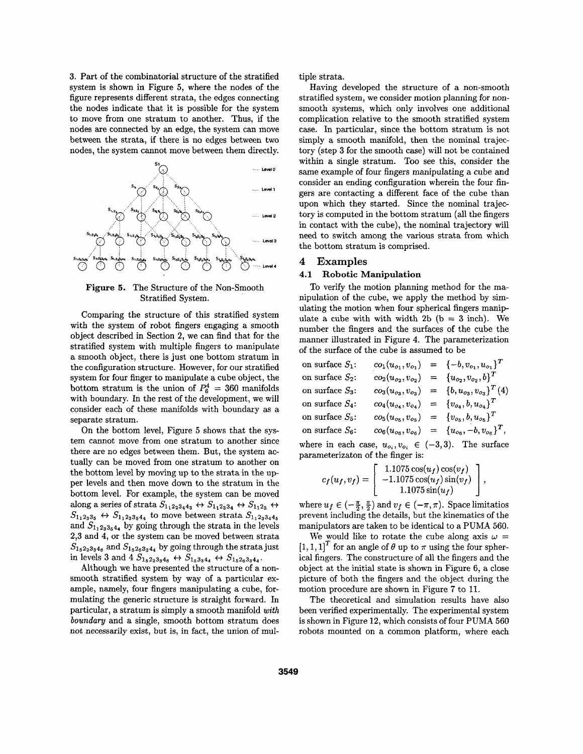3. Part of the combinatorial structure of the stratified system is shown in Figure 5, where the nodes of the figure represents different strata, the edges connecting the nodes indicate that it is possible for the system to move from one stratum to another. Thus, if the nodes are connected by an edge, the system can move between the strata, if there is no edges between two nodes, the system cannot move between them directly.

**Figure 5.** The Structure of the Non-Smooth Stratified System.

Comparing the structure of this stratified system with the system of robot fingers engaging a smooth object described in Section 2, we can find that for the stratified system with multiple fingers to manipulate a smooth object, there is just one bottom stratum in the configuration structure. However, for our stratified system for four finger to manipulate a cube object, the bottom stratum is the union of $P_6^4 = 360$ manifolds with boundary. In the rest of the development, we will consider each of these manifolds with boundary as a separate stratum.

On the bottom level, Figure 5 shows that the system cannot move from one stratum to another since there are no edges between them. But, the system actually can be moved from one stratum to another on the bottom level by moving up to the strata in the upper levels and then move down to the stratum in the bottom level. For example, the system can be moved along a series of strata $S_{1_1 2_2 3_4 4_3} \leftrightarrow S_{1_1 2_3 3_4} \leftrightarrow S_{1_1 2_3} \leftrightarrow S_{1_1 2_3 3_5} \leftrightarrow S_{1_1 2_3 3_5 4_4}$ to move between strata $S_{1_1 2_2 3_4 4_3}$ and $S_{1_1 2_3 3_5 4_4}$ by going through the strata in the levels 2,3 and 4, or the system can be moved between strata $S_{1_5 2_2 3_3 4_6}$ and $S_{1_5 2_6 3_3 4_4}$ by going through the strata just in levels 3 and 4 $S_{1_5 2_2 3_3 4_6} \leftrightarrow S_{1_5 3_3 4_4} \leftrightarrow S_{1_5 2_6 3_3 4_4}$.

Although we have presented the structure of a non-smooth stratified system by way of a particular example, namely, four fingers manipulating a cube, formulating the generic structure is straight forward. In particular, a stratum is simply a smooth manifold *with boundary* and a single, smooth bottom stratum does not necessarily exist, but is, in fact, the union of multiple strata.

Having developed the structure of a non-smooth stratified system, we consider motion planning for non-smooth systems, which only involves one additional complication relative to the smooth stratified system case. In particular, since the bottom stratum is not simply a smooth manifold, then the nominal trajectory (step 3 for the smooth case) will not be contained within a single stratum. Too see this, consider the same example of four fingers manipulating a cube and consider an ending configuration wherein the four fingers are contacting a different face of the cube than upon which they started. Since the nominal trajectory is computed in the bottom stratum (all the fingers in contact with the cube), the nominal trajectory will need to switch among the various strata from which the bottom stratum is comprised.

## 4 Examples

### 4.1 Robotic Manipulation

To verify the motion planning method for the manipulation of the cube, we apply the method by simulating the motion when four spherical fingers manipulate a cube with with width 2b (b = 3 inch). We number the fingers and the surfaces of the cube the manner illustrated in Figure 4. The parameterization of the surface of the cube is assumed to be

$$
\begin{aligned}
&\text{on surface } S_1: & co_1(u_{o_1}, v_{o_1}) &= \{-b, v_{o_1}, u_{o_1}\}^T \\
&\text{on surface } S_2: & co_2(u_{o_2}, v_{o_2}) &= \{u_{o_2}, v_{o_2}, b\}^T \\
&\text{on surface } S_3: & co_3(u_{o_3}, v_{o_3}) &= \{b, u_{o_3}, v_{o_3}\}^T \quad (4)\\
&\text{on surface } S_4: & co_4(u_{o_4}, v_{o_4}) &= \{v_{o_4}, b, u_{o_4}\}^T \\
&\text{on surface } S_5: & co_5(u_{o_5}, v_{o_5}) &= \{v_{o_5}, b, u_{o_5}\}^T \\
&\text{on surface } S_6: & co_6(u_{o_6}, v_{o_6}) &= \{u_{o_6}, -b, v_{o_6}\}^T,
\end{aligned}
$$

where in each case, $u_{o_i}, v_{o_i} \in (-3, 3)$. The surface parameterizaton of the finger is:

$$
c_f(u_f, v_f) = \begin{bmatrix} 1.1075\cos(u_f)\cos(v_f) \\ -1.1075\cos(u_f)\sin(v_f) \\ 1.1075\sin(u_f) \end{bmatrix},
$$

where $u_f \in (-\frac{\pi}{2}, \frac{\pi}{2})$ and $v_f \in (-\pi, \pi)$. Space limitatios prevent including the details, but the kinematics of the manipulators are taken to be identical to a PUMA 560.

We would like to rotate the cube along axis $\omega = [1, 1, 1]^T$ for an angle of $\theta$ up to $\pi$ using the four spherical fingers. The constructure of all the fingers and the object at the initial state is shown in Figure 6, a close picture of both the fingers and the object during the motion procedure are shown in Figure 7 to 11.

The theoretical and simulation results have also been verified experimentally. The experimental system is shown in Figure 12, which consists of four PUMA 560 robots mounted on a common platform, where each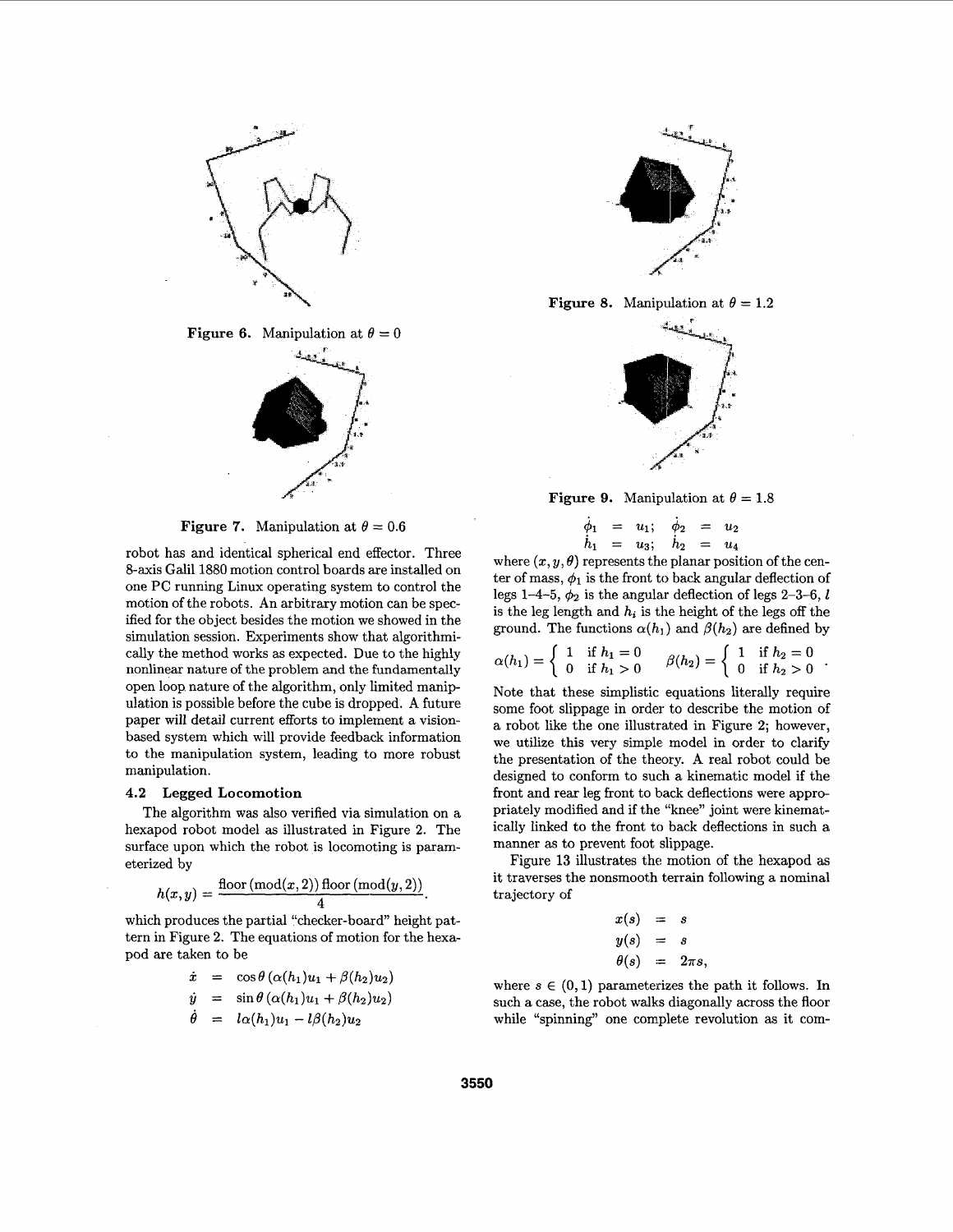Figure 6. Manipulation at $\theta = 0$

Figure 7. Manipulation at $\theta = 0.6$

robot has and identical spherical end effector. Three 8-axis Galil 1880 motion control boards are installed on one PC running Linux operating system to control the motion of the robots. An arbitrary motion can be specified for the object besides the motion we showed in the simulation session. Experiments show that algorithmically the method works as expected. Due to the highly nonlinear nature of the problem and the fundamentally open loop nature of the algorithm, only limited manipulation is possible before the cube is dropped. A future paper will detail current efforts to implement a vision-based system which will provide feedback information to the manipulation system, leading to more robust manipulation.

### 4.2 Legged Locomotion

The algorithm was also verified via simulation on a hexapod robot model as illustrated in Figure 2. The surface upon which the robot is locomoting is parameterized by

$$h(x,y) = \frac{\text{floor}(\text{mod}(x,2))\,\text{floor}(\text{mod}(y,2))}{4}.$$

which produces the partial "checker-board" height pattern in Figure 2. The equations of motion for the hexapod are taken to be

$$\begin{aligned}
\dot{x} &= \cos\theta\,(\alpha(h_1)u_1 + \beta(h_2)u_2) \\
\dot{y} &= \sin\theta\,(\alpha(h_1)u_1 + \beta(h_2)u_2) \\
\dot{\theta} &= l\alpha(h_1)u_1 - l\beta(h_2)u_2
\end{aligned}$$

Figure 8. Manipulation at $\theta = 1.2$

Figure 9. Manipulation at $\theta = 1.8$

$$\begin{aligned}
\dot{\phi}_1 &= u_1; \quad \dot{\phi}_2 = u_2 \\
\dot{h}_1 &= u_3; \quad \dot{h}_2 = u_4
\end{aligned}$$

where $(x, y, \theta)$ represents the planar position of the center of mass, $\phi_1$ is the front to back angular deflection of legs 1–4–5, $\phi_2$ is the angular deflection of legs 2–3–6, $l$ is the leg length and $h_i$ is the height of the legs off the ground. The functions $\alpha(h_1)$ and $\beta(h_2)$ are defined by

$$\alpha(h_1) = \begin{cases} 1 & \text{if } h_1 = 0 \\ 0 & \text{if } h_1 > 0 \end{cases} \quad \beta(h_2) = \begin{cases} 1 & \text{if } h_2 = 0 \\ 0 & \text{if } h_2 > 0 \end{cases}.$$

Note that these simplistic equations literally require some foot slippage in order to describe the motion of a robot like the one illustrated in Figure 2; however, we utilize this very simple model in order to clarify the presentation of the theory. A real robot could be designed to conform to such a kinematic model if the front and rear leg front to back deflections were appropriately modified and if the "knee" joint were kinematically linked to the front to back deflections in such a manner as to prevent foot slippage.

Figure 13 illustrates the motion of the hexapod as it traverses the nonsmooth terrain following a nominal trajectory of

$$\begin{aligned}
x(s) &= s \\
y(s) &= s \\
\theta(s) &= 2\pi s,
\end{aligned}$$

where $s \in (0, 1)$ parameterizes the path it follows. In such a case, the robot walks diagonally across the floor while "spinning" one complete revolution as it com-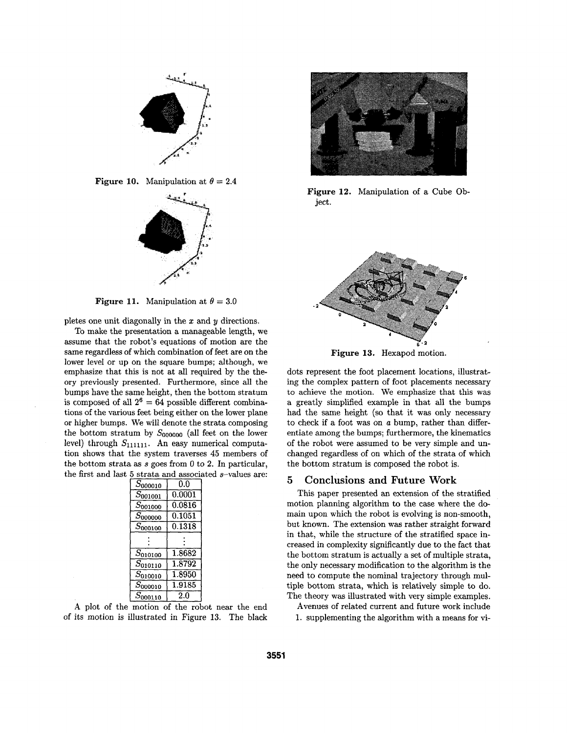Figure 10. Manipulation at $\theta = 2.4$

Figure 11. Manipulation at $\theta = 3.0$

pletes one unit diagonally in the $x$ and $y$ directions.

To make the presentation a manageable length, we assume that the robot's equations of motion are the same regardless of which combination of feet are on the lower level or up on the square bumps; although, we emphasize that this is not at all required by the theory previously presented. Furthermore, since all the bumps have the same height, then the bottom stratum is composed of all $2^6 = 64$ possible different combinations of the various feet being either on the lower plane or higher bumps. We will denote the strata composing the bottom stratum by $S_{000000}$ (all feet on the lower level) through $S_{111111}$. An easy numerical computation shows that the system traverses 45 members of the bottom strata as $s$ goes from 0 to 2. In particular, the first and last 5 strata and associated $s$-values are:

| | |
|---|---|
| $S_{000010}$ | 0.0 |
| $S_{001001}$ | 0.0001 |
| $S_{001000}$ | 0.0816 |
| $S_{000000}$ | 0.1051 |
| $S_{000100}$ | 0.1318 |
| $\vdots$ | $\vdots$ |
| $S_{010100}$ | 1.8682 |
| $S_{010110}$ | 1.8792 |
| $S_{010010}$ | 1.8950 |
| $S_{000010}$ | 1.9185 |
| $S_{000110}$ | 2.0 |

A plot of the motion of the robot near the end of its motion is illustrated in Figure 13. The black dots represent the foot placement locations, illustrating the complex pattern of foot placements necessary to achieve the motion. We emphasize that this was a greatly simplified example in that all the bumps had the same height (so that it was only necessary to check if a foot was on *a* bump, rather than differentiate among the bumps; furthermore, the kinematics of the robot were assumed to be very simple and unchanged regardless of on which of the strata of which the bottom stratum is composed the robot is.

Figure 12. Manipulation of a Cube Object.

Figure 13. Hexapod motion.

## 5 Conclusions and Future Work

This paper presented an extension of the stratified motion planning algorithm to the case where the domain upon which the robot is evolving is non-smooth, but known. The extension was rather straight forward in that, while the structure of the stratified space increased in complexity significantly due to the fact that the bottom stratum is actually a set of multiple strata, the only necessary modification to the algorithm is the need to compute the nominal trajectory through multiple bottom strata, which is relatively simple to do. The theory was illustrated with very simple examples.

Avenues of related current and future work include

1. supplementing the algorithm with a means for vi-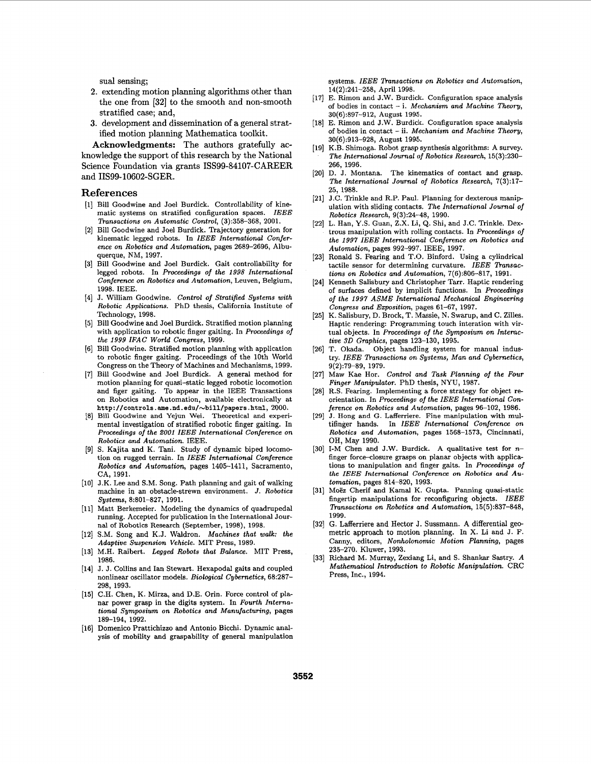sual sensing;

2. extending motion planning algorithms other than the one from [32] to the smooth and non-smooth stratified case; and,
3. development and dissemination of a general stratified motion planning Mathematica toolkit.

**Acknowledgments:** The authors gratefully acknowledge the support of this research by the National Science Foundation via grants ISS99-84107-CAREER and IIS99-10602-SGER.

## References

[1] Bill Goodwine and Joel Burdick. Controllability of kinematic systems on stratified configuration spaces. *IEEE Transactions on Automatic Control*, (3):358–368, 2001.

[2] Bill Goodwine and Joel Burdick. Trajectory generation for kinematic legged robots. In *IEEE International Conference on Robotics and Automation*, pages 2689–2696, Albuquerque, NM, 1997.

[3] Bill Goodwine and Joel Burdick. Gait controllability for legged robots. In *Proceedings of the 1998 International Conference on Robotics and Automation*, Leuven, Belgium, 1998. IEEE.

[4] J. William Goodwine. *Control of Stratified Systems with Robotic Applications*. PhD thesis, California Institute of Technology, 1998.

[5] Bill Goodwine and Joel Burdick. Stratified motion planning with application to robotic finger gaiting. In *Proceedings of the 1999 IFAC World Congress*, 1999.

[6] Bill Goodwine. Stratified motion planning with application to robotic finger gaiting. Proceedings of the 10th World Congress on the Theory of Machines and Mechanisms, 1999.

[7] Bill Goodwine and Joel Burdick. A general method for motion planning for quasi-static legged robotic locomotion and figer gaiting. To appear in the IEEE Transactions on Robotics and Automation, available electronically at `http://controls.ame.nd.edu/~bill/papers.html`, 2000.

[8] Bill Goodwine and Yejun Wei. Theoretical and experimental investigation of stratified robotic finger gaiting. In *Proceedings of the 2001 IEEE International Conference on Robotics and Automation*. IEEE.

[9] S. Kajita and K. Tani. Study of dynamic biped locomotion on rugged terrain. In *IEEE International Conference Robotics and Automation*, pages 1405–1411, Sacramento, CA, 1991.

[10] J.K. Lee and S.M. Song. Path planning and gait of walking machine in an obstacle-strewn environment. *J. Robotics Systems*, 8:801–827, 1991.

[11] Matt Berkemeier. Modeling the dynamics of quadrupedal running. Accepted for publication in the International Journal of Robotics Research (September, 1998), 1998.

[12] S.M. Song and K.J. Waldron. *Machines that walk: the Adaptive Suspension Vehicle*. MIT Press, 1989.

[13] M.H. Raibert. *Legged Robots that Balance*. MIT Press, 1986.

[14] J. J. Collins and Ian Stewart. Hexapodal gaits and coupled nonlinear oscillator models. *Biological Cybernetics*, 68:287–298, 1993.

[15] C.H. Chen, K. Mirza, and D.E. Orin. Force control of planar power grasp in the digits system. In *Fourth International Symposium on Robotics and Manufacturing*, pages 189–194, 1992.

[16] Domenico Prattichizzo and Antonio Bicchi. Dynamic analysis of mobility and graspability of general manipulation systems. *IEEE Transactions on Robotics and Automation*, 14(2):241–258, April 1998.

[17] E. Rimon and J.W. Burdick. Configuration space analysis of bodies in contact – i. *Mechanism and Machine Theory*, 30(6):897–912, August 1995.

[18] E. Rimon and J.W. Burdick. Configuration space analysis of bodies in contact – ii. *Mechanism and Machine Theory*, 30(6):913–928, August 1995.

[19] K.B. Shimoga. Robot grasp synthesis algorithms: A survey. *The International Journal of Robotics Research*, 15(3):230–266, 1996.

[20] D. J. Montana. The kinematics of contact and grasp. *The International Journal of Robotics Research*, 7(3):17–25, 1988.

[21] J.C. Trinkle and R.P. Paul. Planning for dexterous manipulation with sliding contacts. *The International Journal of Robotics Research*, 9(3):24–48, 1990.

[22] L. Han, Y.S. Guan, Z.X. Li, Q. Shi, and J.C. Trinkle. Dextrous manipulation with rolling contacts. In *Proceedings of the 1997 IEEE International Conference on Robotics and Automation*, pages 992–997. IEEE, 1997.

[23] Ronald S. Fearing and T.O. Binford. Using a cylindrical tactile sensor for determining curvature. *IEEE Transactions on Robotics and Automation*, 7(6):806–817, 1991.

[24] Kenneth Salisbury and Christopher Tarr. Haptic rendering of surfaces defined by implicit functions. In *Proceedings of the 1997 ASME International Mechanical Engineering Congress and Exposition*, pages 61–67, 1997.

[25] K. Salisbury, D. Brock, T. Massie, N. Swarup, and C. Zilles. Haptic rendering: Programming touch interation with virtual objects. In *Proceedings of the Symposium on Interactive 3D Graphics*, pages 123–130, 1995.

[26] T. Okada. Object handling system for manual industry. *IEEE Transactions on Systems, Man and Cybernetics*, 9(2):79–89, 1979.

[27] Maw Kae Hor. *Control and Task Planning of the Four Finger Manipulator*. PhD thesis, NYU, 1987.

[28] R.S. Fearing. Implementing a force strategy for object reorientation. In *Proceedings of the IEEE International Conference on Robotics and Automation*, pages 96–102, 1986.

[29] J. Hong and G. Lafferriere. Fine manipulation with multifinger hands. In *IEEE International Conference on Robotics and Automation*, pages 1568–1573, Cincinnati, OH, May 1990.

[30] I-M Chen and J.W. Burdick. A qualitative test for $n$-finger force–closure grasps on planar objects with applications to manipulation and finger gaits. In *Proceedings of the IEEE International Conference on Robotics and Automation*, pages 814–820, 1993.

[31] Moëz Cherif and Kamal K. Gupta. Panning quasi-static fingertip manipulations for reconfiguring objects. *IEEE Transactions on Robotics and Automation*, 15(5):837–848, 1999.

[32] G. Lafferriere and Hector J. Sussmann. A differential geometric approach to motion planning. In X. Li and J. F. Canny, editors, *Nonholonomic Motion Planning*, pages 235–270. Kluwer, 1993.

[33] Richard M. Murray, Zexiang Li, and S. Shankar Sastry. *A Mathematical Introduction to Robotic Manipulation*. CRC Press, Inc., 1994.